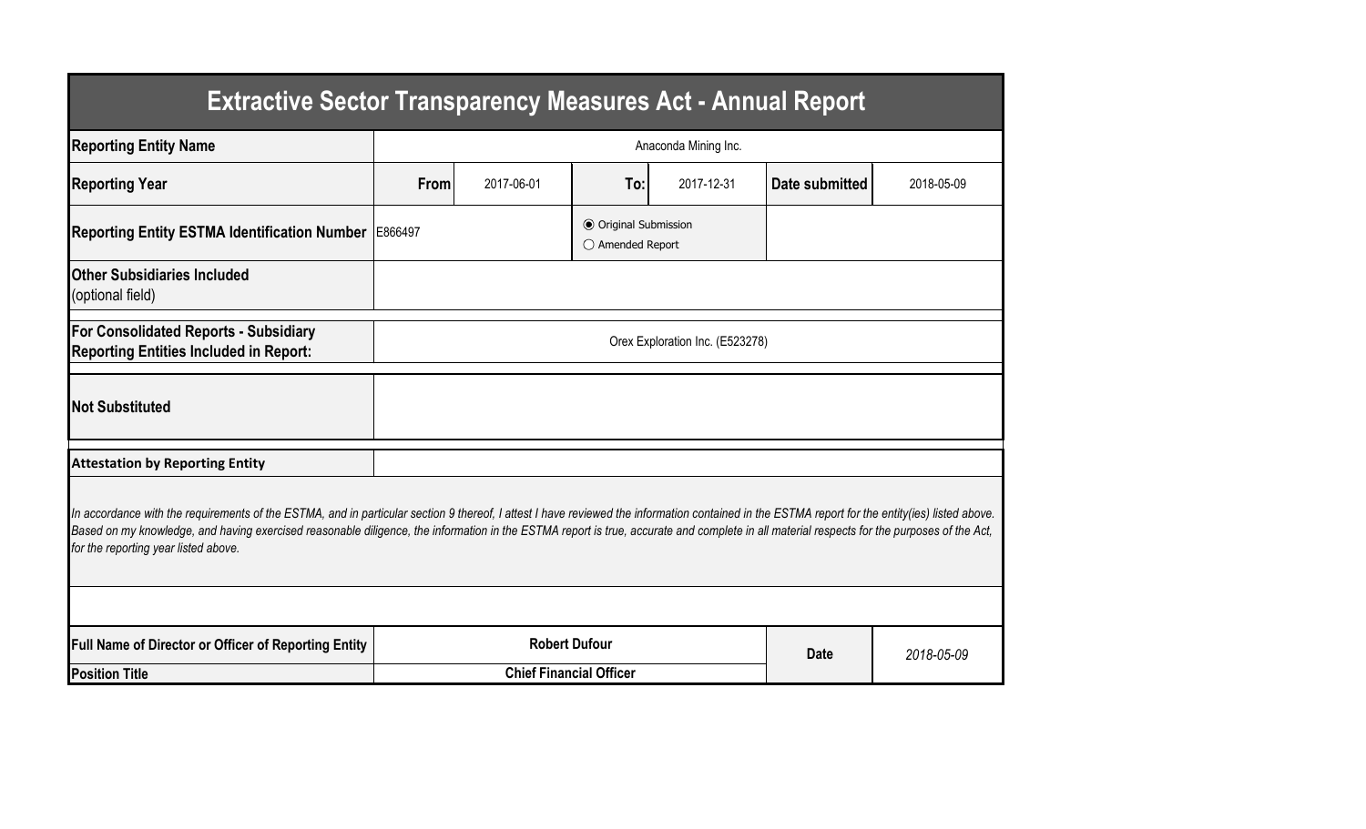# Extractive Sector Transparency Measures Act - Annual Report

| Reporting Entity Name | Anaconda Mining Inc. | | | | | |
|---|---|---|---|---|---|---|
| **Reporting Year** | **From** | 2017-06-01 | **To:** | 2017-12-31 | **Date submitted** | 2018-05-09 |
| **Reporting Entity ESTMA Identification Number** | E866497 | | ◉ Original Submission ○ Amended Report | | | |
| **Other Subsidiaries Included** (optional field) | | | | | | |
| **For Consolidated Reports - Subsidiary Reporting Entities Included in Report:** | Orex Exploration Inc. (E523278) | | | | | |
| **Not Substituted** | | | | | | |

**Attestation by Reporting Entity**

*In accordance with the requirements of the ESTMA, and in particular section 9 thereof, I attest I have reviewed the information contained in the ESTMA report for the entity(ies) listed above. Based on my knowledge, and having exercised reasonable diligence, the information in the ESTMA report is true, accurate and complete in all material respects for the purposes of the Act, for the reporting year listed above.*

| Full Name of Director or Officer of Reporting Entity | Robert Dufour | Date | *2018-05-09* |
|---|---|---|---|
| **Position Title** | **Chief Financial Officer** | | |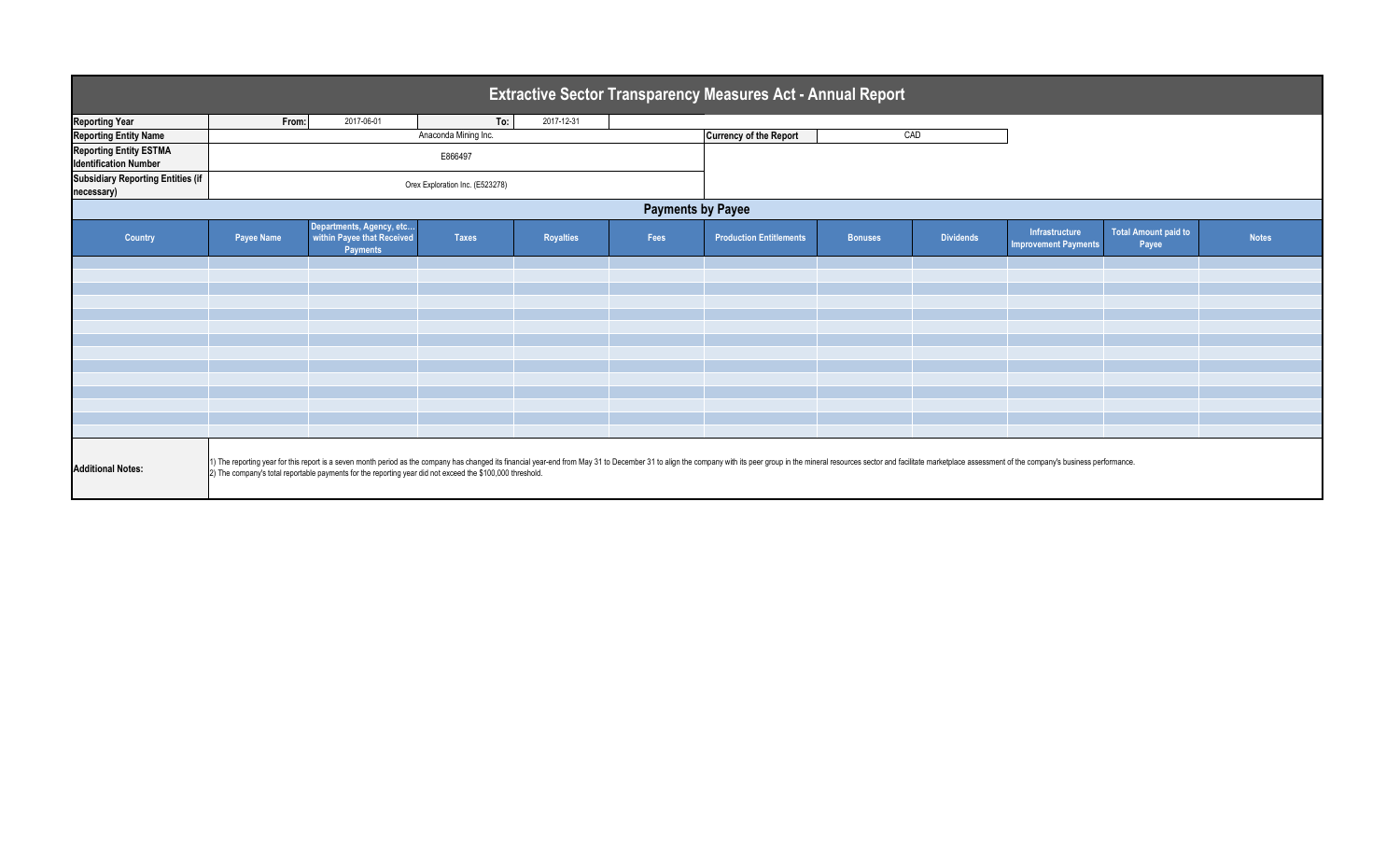# Extractive Sector Transparency Measures Act - Annual Report

| Reporting Year | From: | 2017-06-01 | To: | 2017-12-31 |
|---|---|---|---|---|
| Reporting Entity Name | Anaconda Mining Inc. | | | |
| Currency of the Report | CAD | | | |
| Reporting Entity ESTMA Identification Number | E866497 | | | |
| Subsidiary Reporting Entities (if necessary) | Orex Exploration Inc. (E523278) | | | |

## Payments by Payee

| Country | Payee Name | Departments, Agency, etc... within Payee that Received Payments | Taxes | Royalties | Fees | Production Entitlements | Bonuses | Dividends | Infrastructure Improvement Payments | Total Amount paid to Payee | Notes |
|---|---|---|---|---|---|---|---|---|---|---|---|
| | | | | | | | | | | | |

**Additional Notes:**

1) The reporting year for this report is a seven month period as the company has changed its financial year-end from May 31 to December 31 to align the company with its peer group in the mineral resources sector and facilitate marketplace assessment of the company's business performance.
2) The company's total reportable payments for the reporting year did not exceed the $100,000 threshold.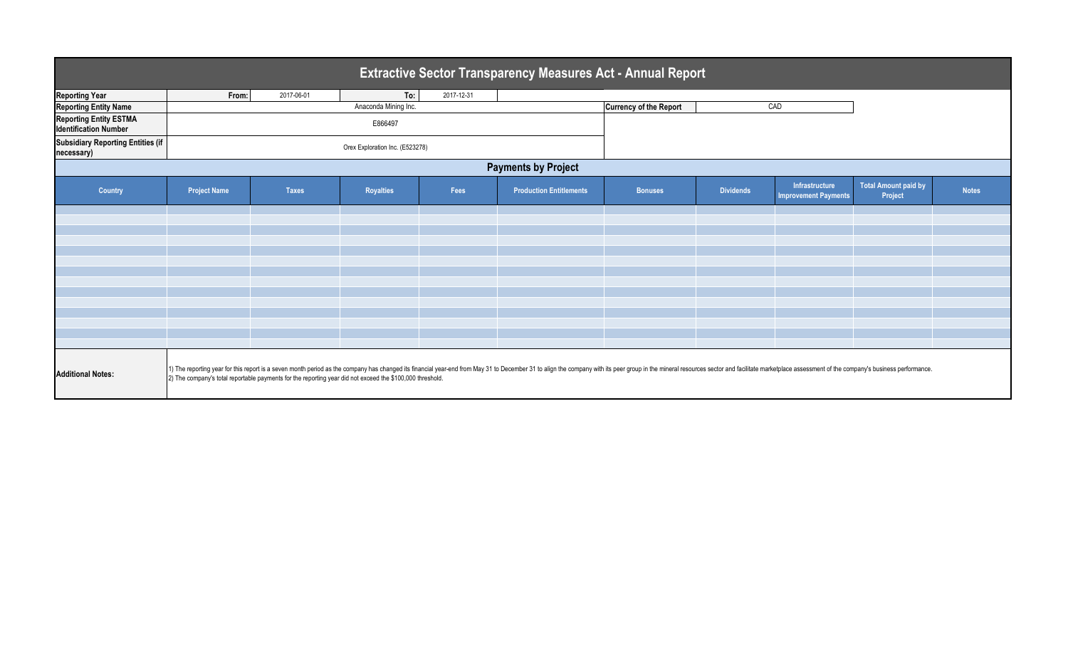# Extractive Sector Transparency Measures Act - Annual Report

| | | | | |
|---|---|---|---|---|
| **Reporting Year** | From: | 2017-06-01 | To: | 2017-12-31 |
| **Reporting Entity Name** | Anaconda Mining Inc. | | **Currency of the Report** | CAD |
| **Reporting Entity ESTMA Identification Number** | E866497 | | | |
| **Subsidiary Reporting Entities (if necessary)** | Orex Exploration Inc. (E523278) | | | |

## Payments by Project

| Country | Project Name | Taxes | Royalties | Fees | Production Entitlements | Bonuses | Dividends | Infrastructure Improvement Payments | Total Amount paid by Project | Notes |
|---|---|---|---|---|---|---|---|---|---|---|
| | | | | | | | | | | |

**Additional Notes:**

1) The reporting year for this report is a seven month period as the company has changed its financial year-end from May 31 to December 31 to align the company with its peer group in the mineral resources sector and facilitate marketplace assessment of the company's business performance.
2) The company's total reportable payments for the reporting year did not exceed the $100,000 threshold.